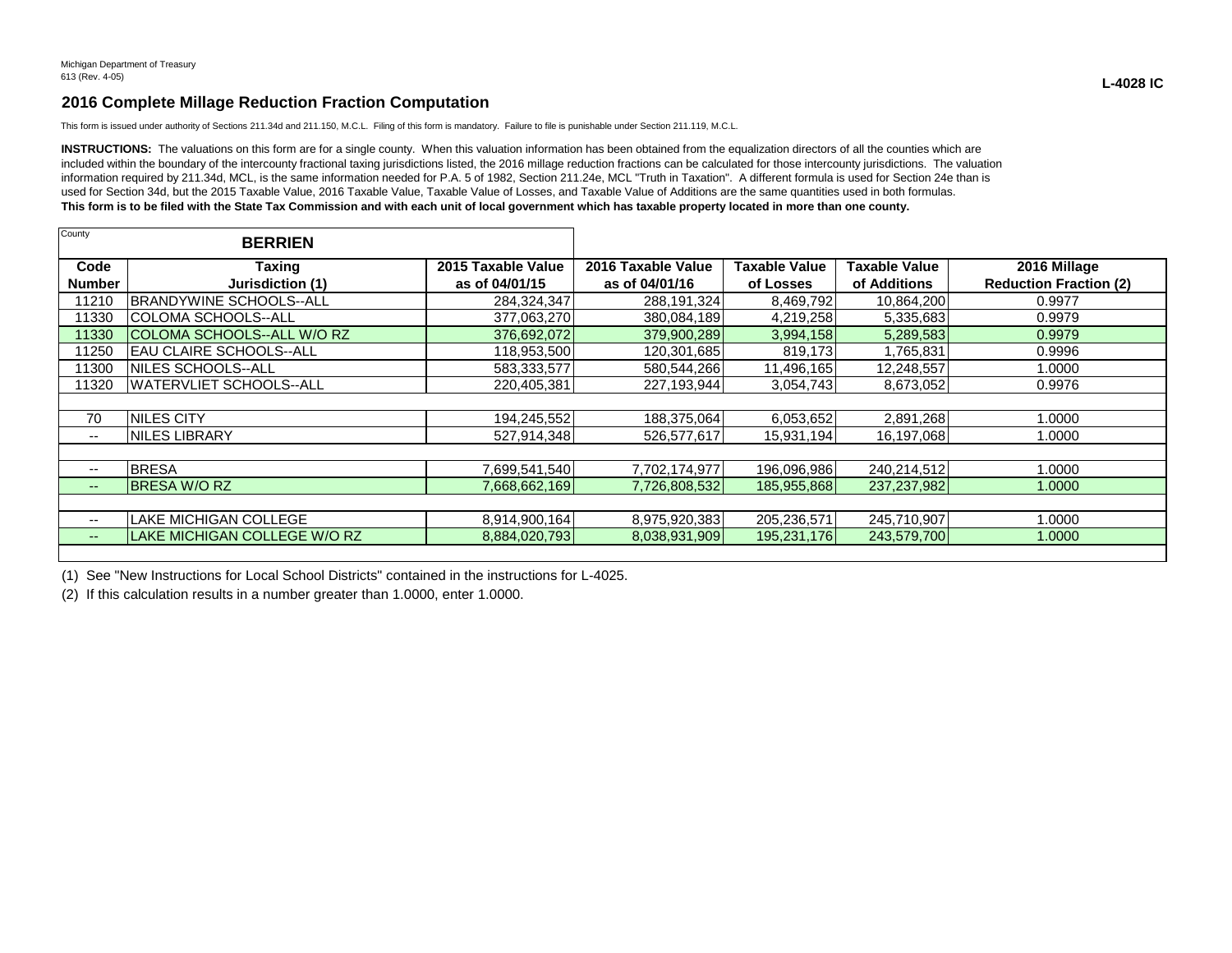Michigan Department of Treasury
613 (Rev. 4-05)

**L-4028 IC**

## 2016 Complete Millage Reduction Fraction Computation

This form is issued under authority of Sections 211.34d and 211.150, M.C.L. Filing of this form is mandatory. Failure to file is punishable under Section 211.119, M.C.L.

**INSTRUCTIONS:** The valuations on this form are for a single county. When this valuation information has been obtained from the equalization directors of all the counties which are included within the boundary of the intercounty fractional taxing jurisdictions listed, the 2016 millage reduction fractions can be calculated for those intercounty jurisdictions. The valuation information required by 211.34d, MCL, is the same information needed for P.A. 5 of 1982, Section 211.24e, MCL "Truth in Taxation". A different formula is used for Section 24e than is used for Section 34d, but the 2015 Taxable Value, 2016 Taxable Value, Taxable Value of Losses, and Taxable Value of Additions are the same quantities used in both formulas.
**This form is to be filed with the State Tax Commission and with each unit of local government which has taxable property located in more than one county.**

County: **BERRIEN**

| Code Number | Taxing Jurisdiction (1) | 2015 Taxable Value as of 04/01/15 | 2016 Taxable Value as of 04/01/16 | Taxable Value of Losses | Taxable Value of Additions | 2016 Millage Reduction Fraction (2) |
|---|---|---|---|---|---|---|
| 11210 | BRANDYWINE SCHOOLS--ALL | 284,324,347 | 288,191,324 | 8,469,792 | 10,864,200 | 0.9977 |
| 11330 | COLOMA SCHOOLS--ALL | 377,063,270 | 380,084,189 | 4,219,258 | 5,335,683 | 0.9979 |
| 11330 | COLOMA SCHOOLS--ALL W/O RZ | 376,692,072 | 379,900,289 | 3,994,158 | 5,289,583 | 0.9979 |
| 11250 | EAU CLAIRE SCHOOLS--ALL | 118,953,500 | 120,301,685 | 819,173 | 1,765,831 | 0.9996 |
| 11300 | NILES SCHOOLS--ALL | 583,333,577 | 580,544,266 | 11,496,165 | 12,248,557 | 1.0000 |
| 11320 | WATERVLIET SCHOOLS--ALL | 220,405,381 | 227,193,944 | 3,054,743 | 8,673,052 | 0.9976 |
| | | | | | | |
| 70 | NILES CITY | 194,245,552 | 188,375,064 | 6,053,652 | 2,891,268 | 1.0000 |
| -- | NILES LIBRARY | 527,914,348 | 526,577,617 | 15,931,194 | 16,197,068 | 1.0000 |
| | | | | | | |
| -- | BRESA | 7,699,541,540 | 7,702,174,977 | 196,096,986 | 240,214,512 | 1.0000 |
| -- | BRESA W/O RZ | 7,668,662,169 | 7,726,808,532 | 185,955,868 | 237,237,982 | 1.0000 |
| | | | | | | |
| -- | LAKE MICHIGAN COLLEGE | 8,914,900,164 | 8,975,920,383 | 205,236,571 | 245,710,907 | 1.0000 |
| -- | LAKE MICHIGAN COLLEGE W/O RZ | 8,884,020,793 | 8,038,931,909 | 195,231,176 | 243,579,700 | 1.0000 |

(1) See "New Instructions for Local School Districts" contained in the instructions for L-4025.

(2) If this calculation results in a number greater than 1.0000, enter 1.0000.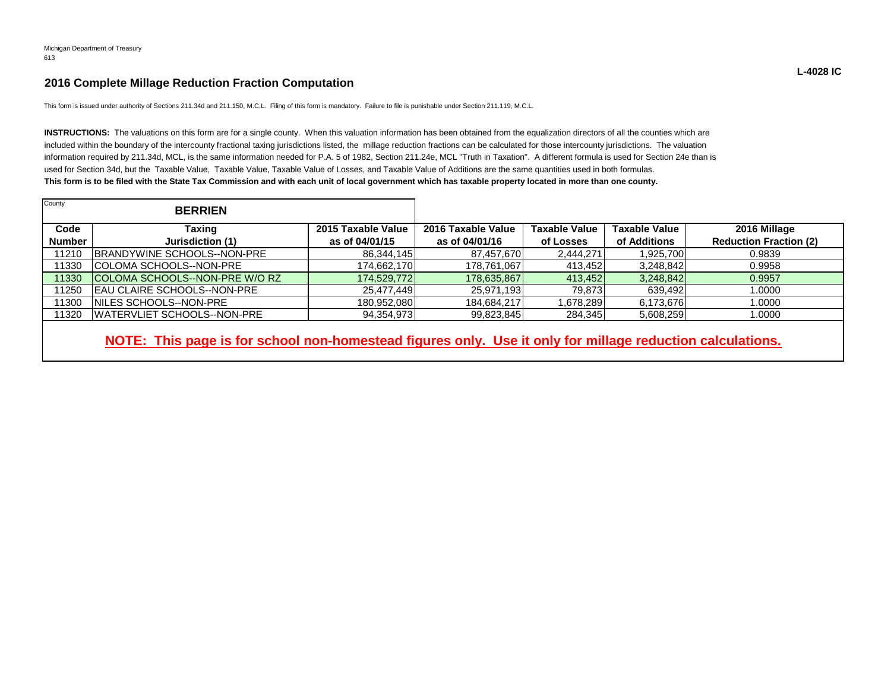Michigan Department of Treasury
613

**L-4028 IC**

## 2016 Complete Millage Reduction Fraction Computation

This form is issued under authority of Sections 211.34d and 211.150, M.C.L. Filing of this form is mandatory. Failure to file is punishable under Section 211.119, M.C.L.

**INSTRUCTIONS:** The valuations on this form are for a single county. When this valuation information has been obtained from the equalization directors of all the counties which are included within the boundary of the intercounty fractional taxing jurisdictions listed, the millage reduction fractions can be calculated for those intercounty jurisdictions. The valuation information required by 211.34d, MCL, is the same information needed for P.A. 5 of 1982, Section 211.24e, MCL "Truth in Taxation". A different formula is used for Section 24e than is used for Section 34d, but the Taxable Value, Taxable Value, Taxable Value of Losses, and Taxable Value of Additions are the same quantities used in both formulas.
**This form is to be filed with the State Tax Commission and with each unit of local government which has taxable property located in more than one county.**

County: **BERRIEN**

| Code Number | Taxing Jurisdiction (1) | 2015 Taxable Value as of 04/01/15 | 2016 Taxable Value as of 04/01/16 | Taxable Value of Losses | Taxable Value of Additions | 2016 Millage Reduction Fraction (2) |
|---|---|---|---|---|---|---|
| 11210 | BRANDYWINE SCHOOLS--NON-PRE | 86,344,145 | 87,457,670 | 2,444,271 | 1,925,700 | 0.9839 |
| 11330 | COLOMA SCHOOLS--NON-PRE | 174,662,170 | 178,761,067 | 413,452 | 3,248,842 | 0.9958 |
| 11330 | COLOMA SCHOOLS--NON-PRE W/O RZ | 174,529,772 | 178,635,867 | 413,452 | 3,248,842 | 0.9957 |
| 11250 | EAU CLAIRE SCHOOLS--NON-PRE | 25,477,449 | 25,971,193 | 79,873 | 639,492 | 1.0000 |
| 11300 | NILES SCHOOLS--NON-PRE | 180,952,080 | 184,684,217 | 1,678,289 | 6,173,676 | 1.0000 |
| 11320 | WATERVLIET SCHOOLS--NON-PRE | 94,354,973 | 99,823,845 | 284,345 | 5,608,259 | 1.0000 |

**NOTE: This page is for school non-homestead figures only. Use it only for millage reduction calculations.**